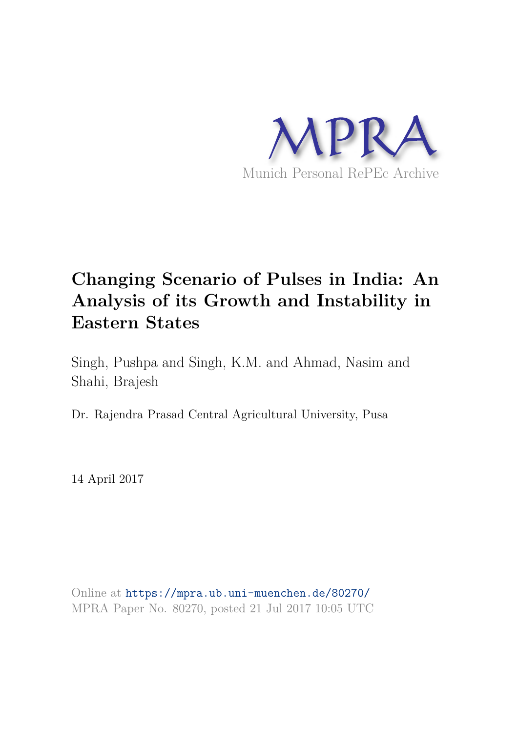MPRA

Munich Personal RePEc Archive

# Changing Scenario of Pulses in India: An Analysis of its Growth and Instability in Eastern States

Singh, Pushpa and Singh, K.M. and Ahmad, Nasim and Shahi, Brajesh

Dr. Rajendra Prasad Central Agricultural University, Pusa

14 April 2017

Online at https://mpra.ub.uni-muenchen.de/80270/
MPRA Paper No. 80270, posted 21 Jul 2017 10:05 UTC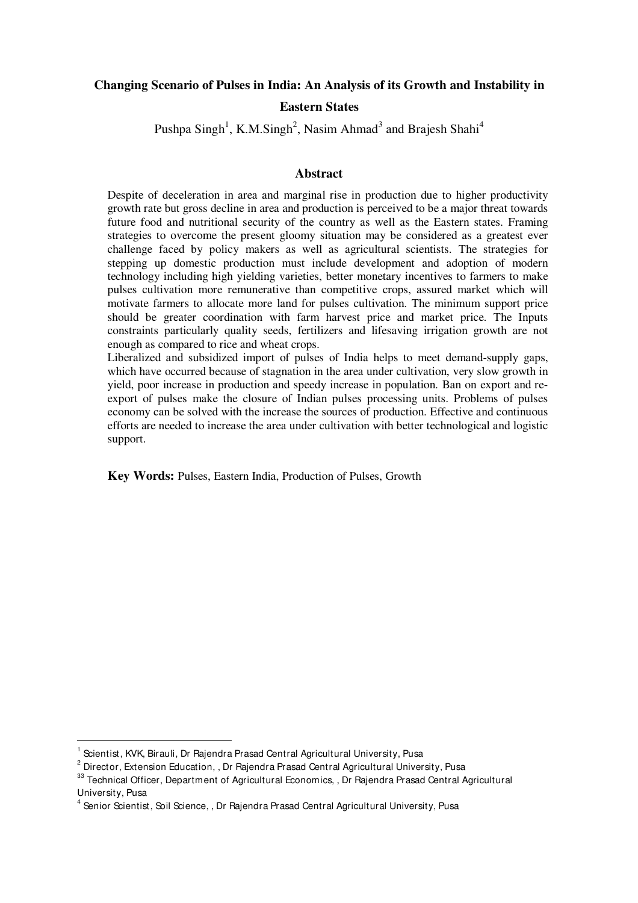# Changing Scenario of Pulses in India: An Analysis of its Growth and Instability in Eastern States

Pushpa Singh[1], K.M.Singh[2], Nasim Ahmad[3] and Brajesh Shahi[4]

## Abstract

Despite of deceleration in area and marginal rise in production due to higher productivity growth rate but gross decline in area and production is perceived to be a major threat towards future food and nutritional security of the country as well as the Eastern states. Framing strategies to overcome the present gloomy situation may be considered as a greatest ever challenge faced by policy makers as well as agricultural scientists. The strategies for stepping up domestic production must include development and adoption of modern technology including high yielding varieties, better monetary incentives to farmers to make pulses cultivation more remunerative than competitive crops, assured market which will motivate farmers to allocate more land for pulses cultivation. The minimum support price should be greater coordination with farm harvest price and market price. The Inputs constraints particularly quality seeds, fertilizers and lifesaving irrigation growth are not enough as compared to rice and wheat crops.

Liberalized and subsidized import of pulses of India helps to meet demand-supply gaps, which have occurred because of stagnation in the area under cultivation, very slow growth in yield, poor increase in production and speedy increase in population. Ban on export and re-export of pulses make the closure of Indian pulses processing units. Problems of pulses economy can be solved with the increase the sources of production. Effective and continuous efforts are needed to increase the area under cultivation with better technological and logistic support.

**Key Words:** Pulses, Eastern India, Production of Pulses, Growth

---

[1] Scientist, KVK, Birauli, Dr Rajendra Prasad Central Agricultural University, Pusa

[2] Director, Extension Education, , Dr Rajendra Prasad Central Agricultural University, Pusa

[33] Technical Officer, Department of Agricultural Economics, , Dr Rajendra Prasad Central Agricultural University, Pusa

[4] Senior Scientist, Soil Science, , Dr Rajendra Prasad Central Agricultural University, Pusa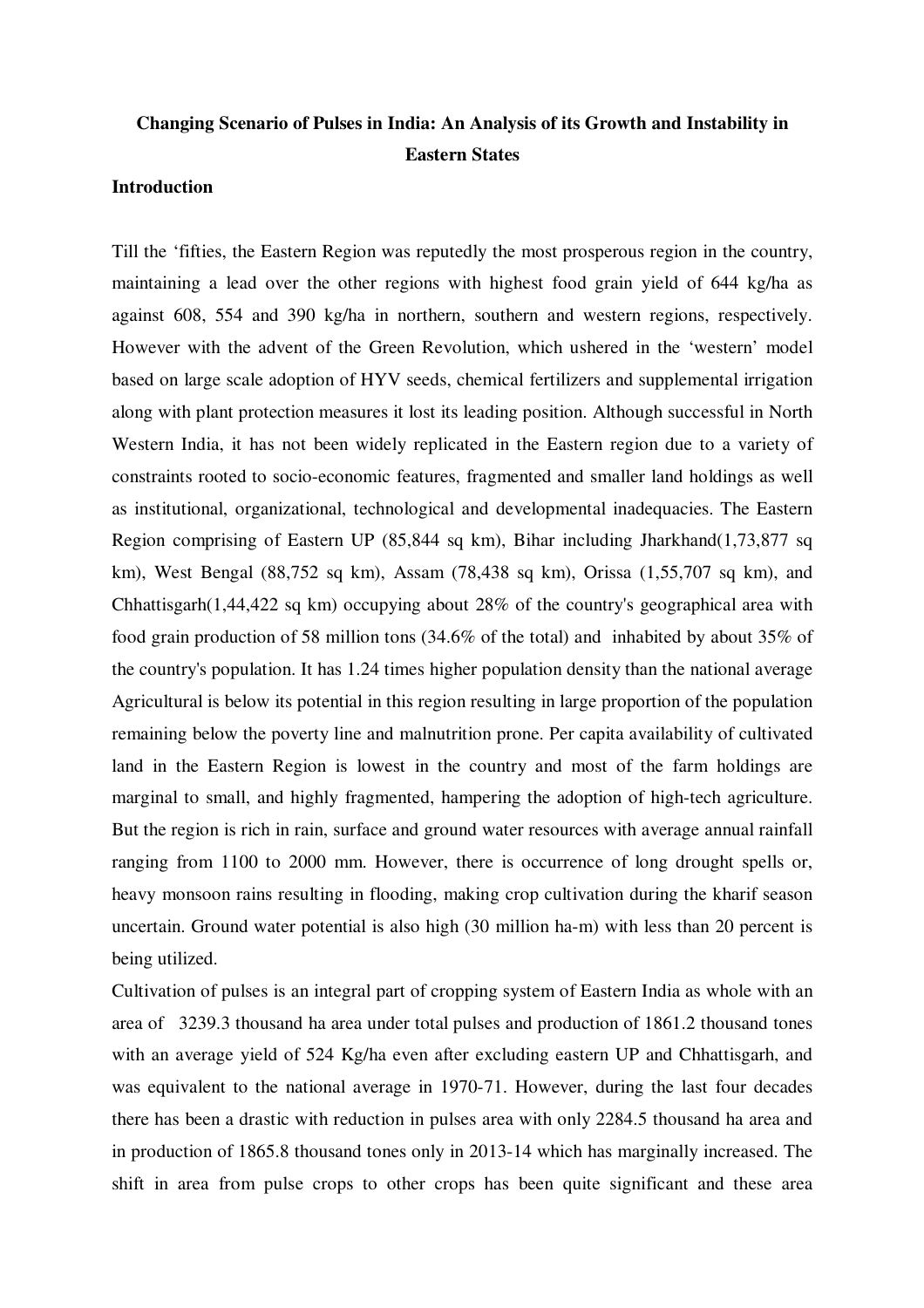**Changing Scenario of Pulses in India: An Analysis of its Growth and Instability in Eastern States**

**Introduction**

Till the 'fifties, the Eastern Region was reputedly the most prosperous region in the country, maintaining a lead over the other regions with highest food grain yield of 644 kg/ha as against 608, 554 and 390 kg/ha in northern, southern and western regions, respectively. However with the advent of the Green Revolution, which ushered in the 'western' model based on large scale adoption of HYV seeds, chemical fertilizers and supplemental irrigation along with plant protection measures it lost its leading position. Although successful in North Western India, it has not been widely replicated in the Eastern region due to a variety of constraints rooted to socio-economic features, fragmented and smaller land holdings as well as institutional, organizational, technological and developmental inadequacies. The Eastern Region comprising of Eastern UP (85,844 sq km), Bihar including Jharkhand(1,73,877 sq km), West Bengal (88,752 sq km), Assam (78,438 sq km), Orissa (1,55,707 sq km), and Chhattisgarh(1,44,422 sq km) occupying about 28% of the country's geographical area with food grain production of 58 million tons (34.6% of the total) and inhabited by about 35% of the country's population. It has 1.24 times higher population density than the national average Agricultural is below its potential in this region resulting in large proportion of the population remaining below the poverty line and malnutrition prone. Per capita availability of cultivated land in the Eastern Region is lowest in the country and most of the farm holdings are marginal to small, and highly fragmented, hampering the adoption of high-tech agriculture. But the region is rich in rain, surface and ground water resources with average annual rainfall ranging from 1100 to 2000 mm. However, there is occurrence of long drought spells or, heavy monsoon rains resulting in flooding, making crop cultivation during the kharif season uncertain. Ground water potential is also high (30 million ha-m) with less than 20 percent is being utilized.

Cultivation of pulses is an integral part of cropping system of Eastern India as whole with an area of 3239.3 thousand ha area under total pulses and production of 1861.2 thousand tones with an average yield of 524 Kg/ha even after excluding eastern UP and Chhattisgarh, and was equivalent to the national average in 1970-71. However, during the last four decades there has been a drastic with reduction in pulses area with only 2284.5 thousand ha area and in production of 1865.8 thousand tones only in 2013-14 which has marginally increased. The shift in area from pulse crops to other crops has been quite significant and these area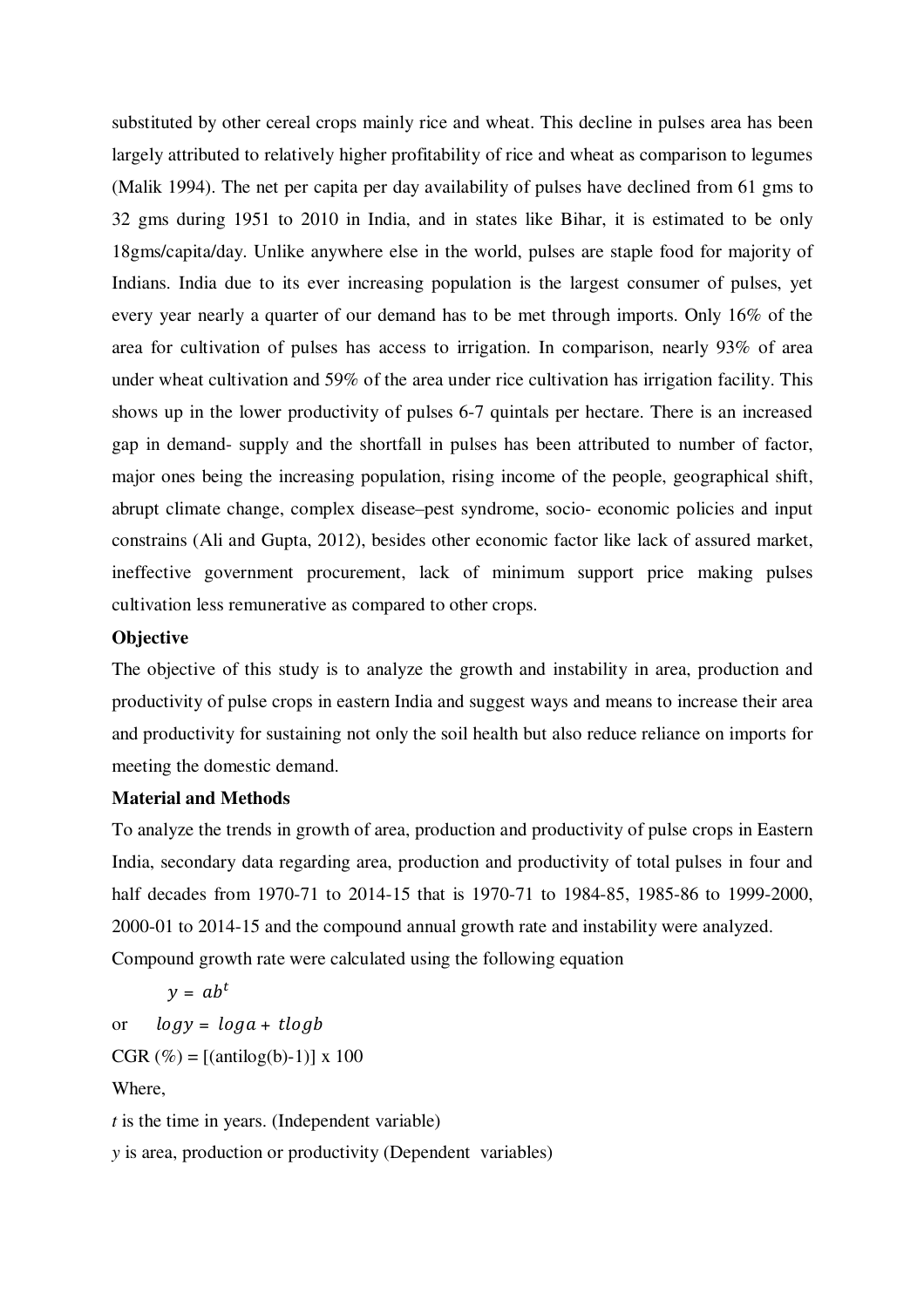substituted by other cereal crops mainly rice and wheat. This decline in pulses area has been largely attributed to relatively higher profitability of rice and wheat as comparison to legumes (Malik 1994). The net per capita per day availability of pulses have declined from 61 gms to 32 gms during 1951 to 2010 in India, and in states like Bihar, it is estimated to be only 18gms/capita/day. Unlike anywhere else in the world, pulses are staple food for majority of Indians. India due to its ever increasing population is the largest consumer of pulses, yet every year nearly a quarter of our demand has to be met through imports. Only 16% of the area for cultivation of pulses has access to irrigation. In comparison, nearly 93% of area under wheat cultivation and 59% of the area under rice cultivation has irrigation facility. This shows up in the lower productivity of pulses 6-7 quintals per hectare. There is an increased gap in demand- supply and the shortfall in pulses has been attributed to number of factor, major ones being the increasing population, rising income of the people, geographical shift, abrupt climate change, complex disease–pest syndrome, socio- economic policies and input constrains (Ali and Gupta, 2012), besides other economic factor like lack of assured market, ineffective government procurement, lack of minimum support price making pulses cultivation less remunerative as compared to other crops.

**Objective**

The objective of this study is to analyze the growth and instability in area, production and productivity of pulse crops in eastern India and suggest ways and means to increase their area and productivity for sustaining not only the soil health but also reduce reliance on imports for meeting the domestic demand.

**Material and Methods**

To analyze the trends in growth of area, production and productivity of pulse crops in Eastern India, secondary data regarding area, production and productivity of total pulses in four and half decades from 1970-71 to 2014-15 that is 1970-71 to 1984-85, 1985-86 to 1999-2000, 2000-01 to 2014-15 and the compound annual growth rate and instability were analyzed.

Compound growth rate were calculated using the following equation

$$y = ab^t$$

or $$log y = log a + t log b$$

CGR (%) = [(antilog(b)-1)] x 100

Where,

*t* is the time in years. (Independent variable)

*y* is area, production or productivity (Dependent variables)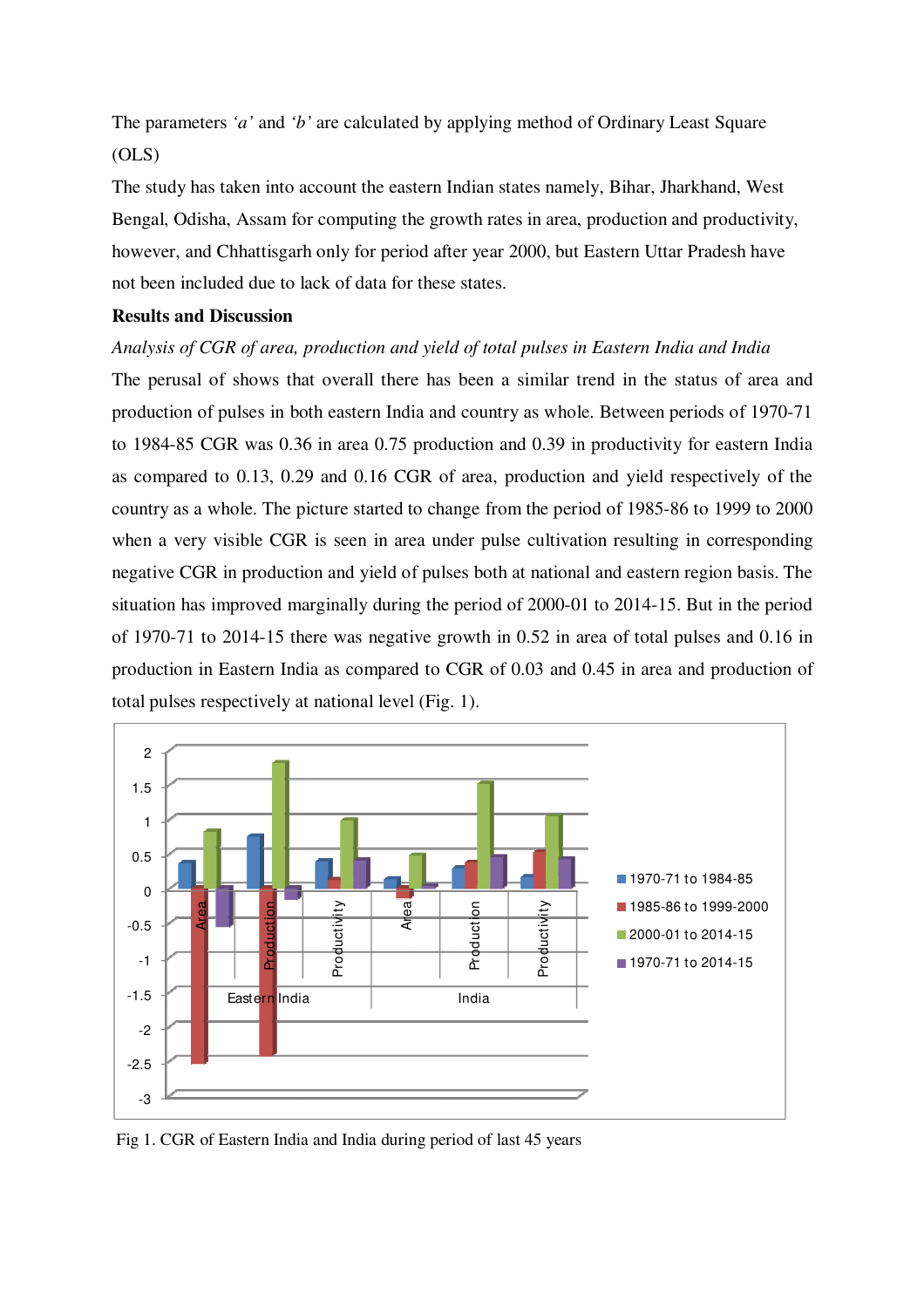The parameters *'a'* and *'b'* are calculated by applying method of Ordinary Least Square (OLS)

The study has taken into account the eastern Indian states namely, Bihar, Jharkhand, West Bengal, Odisha, Assam for computing the growth rates in area, production and productivity, however, and Chhattisgarh only for period after year 2000, but Eastern Uttar Pradesh have not been included due to lack of data for these states.

**Results and Discussion**

*Analysis of CGR of area, production and yield of total pulses in Eastern India and India*

The perusal of shows that overall there has been a similar trend in the status of area and production of pulses in both eastern India and country as whole. Between periods of 1970-71 to 1984-85 CGR was 0.36 in area 0.75 production and 0.39 in productivity for eastern India as compared to 0.13, 0.29 and 0.16 CGR of area, production and yield respectively of the country as a whole. The picture started to change from the period of 1985-86 to 1999 to 2000 when a very visible CGR is seen in area under pulse cultivation resulting in corresponding negative CGR in production and yield of pulses both at national and eastern region basis. The situation has improved marginally during the period of 2000-01 to 2014-15. But in the period of 1970-71 to 2014-15 there was negative growth in 0.52 in area of total pulses and 0.16 in production in Eastern India as compared to CGR of 0.03 and 0.45 in area and production of total pulses respectively at national level (Fig. 1).

Fig 1. CGR of Eastern India and India during period of last 45 years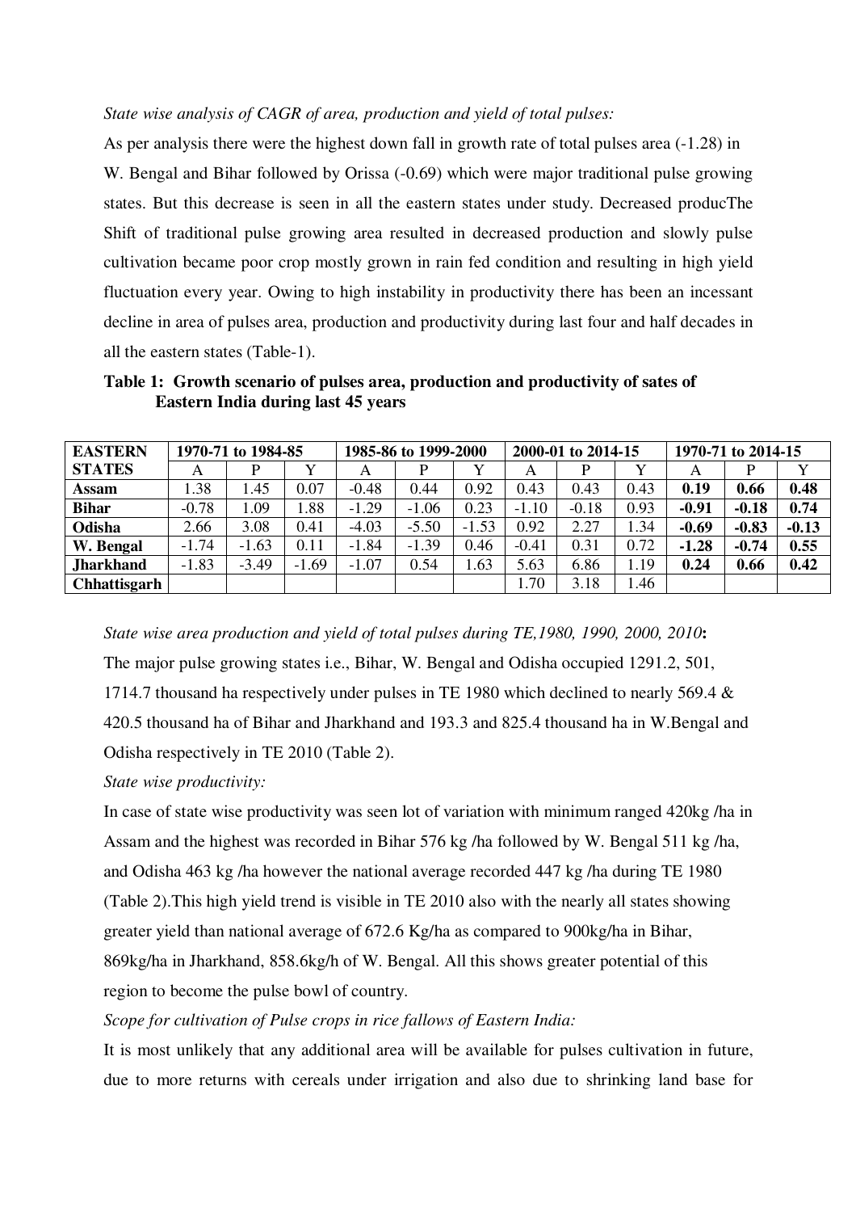*State wise analysis of CAGR of area, production and yield of total pulses:*

As per analysis there were the highest down fall in growth rate of total pulses area (-1.28) in W. Bengal and Bihar followed by Orissa (-0.69) which were major traditional pulse growing states. But this decrease is seen in all the eastern states under study. Decreased producThe Shift of traditional pulse growing area resulted in decreased production and slowly pulse cultivation became poor crop mostly grown in rain fed condition and resulting in high yield fluctuation every year. Owing to high instability in productivity there has been an incessant decline in area of pulses area, production and productivity during last four and half decades in all the eastern states (Table-1).

**Table 1: Growth scenario of pulses area, production and productivity of sates of Eastern India during last 45 years**

| EASTERN STATES | 1970-71 to 1984-85 | | | 1985-86 to 1999-2000 | | | 2000-01 to 2014-15 | | | 1970-71 to 2014-15 | | |
|---|---|---|---|---|---|---|---|---|---|---|---|---|
| | A | P | Y | A | P | Y | A | P | Y | A | P | Y |
| **Assam** | 1.38 | 1.45 | 0.07 | -0.48 | 0.44 | 0.92 | 0.43 | 0.43 | 0.43 | **0.19** | **0.66** | **0.48** |
| **Bihar** | -0.78 | 1.09 | 1.88 | -1.29 | -1.06 | 0.23 | -1.10 | -0.18 | 0.93 | **-0.91** | **-0.18** | **0.74** |
| **Odisha** | 2.66 | 3.08 | 0.41 | -4.03 | -5.50 | -1.53 | 0.92 | 2.27 | 1.34 | **-0.69** | **-0.83** | **-0.13** |
| **W. Bengal** | -1.74 | -1.63 | 0.11 | -1.84 | -1.39 | 0.46 | -0.41 | 0.31 | 0.72 | **-1.28** | **-0.74** | **0.55** |
| **Jharkhand** | -1.83 | -3.49 | -1.69 | -1.07 | 0.54 | 1.63 | 5.63 | 6.86 | 1.19 | **0.24** | **0.66** | **0.42** |
| **Chhattisgarh** | | | | | | | 1.70 | 3.18 | 1.46 | | | |

*State wise area production and yield of total pulses during TE,1980, 1990, 2000, 2010***:**

The major pulse growing states i.e., Bihar, W. Bengal and Odisha occupied 1291.2, 501, 1714.7 thousand ha respectively under pulses in TE 1980 which declined to nearly 569.4 & 420.5 thousand ha of Bihar and Jharkhand and 193.3 and 825.4 thousand ha in W.Bengal and Odisha respectively in TE 2010 (Table 2).

*State wise productivity:*

In case of state wise productivity was seen lot of variation with minimum ranged 420kg /ha in Assam and the highest was recorded in Bihar 576 kg /ha followed by W. Bengal 511 kg /ha, and Odisha 463 kg /ha however the national average recorded 447 kg /ha during TE 1980 (Table 2).This high yield trend is visible in TE 2010 also with the nearly all states showing greater yield than national average of 672.6 Kg/ha as compared to 900kg/ha in Bihar, 869kg/ha in Jharkhand, 858.6kg/h of W. Bengal. All this shows greater potential of this region to become the pulse bowl of country.

*Scope for cultivation of Pulse crops in rice fallows of Eastern India:*

It is most unlikely that any additional area will be available for pulses cultivation in future, due to more returns with cereals under irrigation and also due to shrinking land base for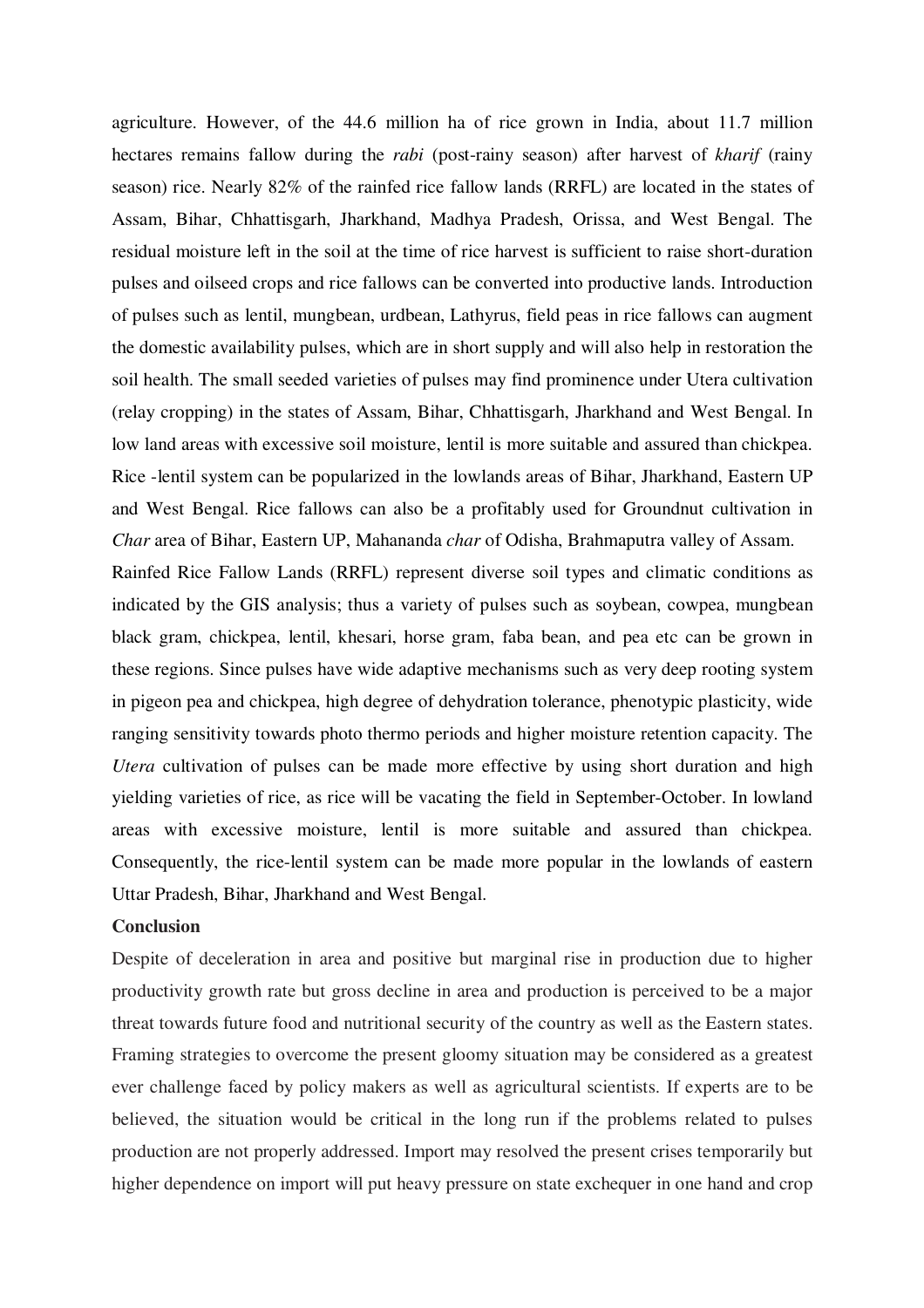agriculture. However, of the 44.6 million ha of rice grown in India, about 11.7 million hectares remains fallow during the *rabi* (post-rainy season) after harvest of *kharif* (rainy season) rice. Nearly 82% of the rainfed rice fallow lands (RRFL) are located in the states of Assam, Bihar, Chhattisgarh, Jharkhand, Madhya Pradesh, Orissa, and West Bengal. The residual moisture left in the soil at the time of rice harvest is sufficient to raise short-duration pulses and oilseed crops and rice fallows can be converted into productive lands. Introduction of pulses such as lentil, mungbean, urdbean, Lathyrus, field peas in rice fallows can augment the domestic availability pulses, which are in short supply and will also help in restoration the soil health. The small seeded varieties of pulses may find prominence under Utera cultivation (relay cropping) in the states of Assam, Bihar, Chhattisgarh, Jharkhand and West Bengal. In low land areas with excessive soil moisture, lentil is more suitable and assured than chickpea. Rice -lentil system can be popularized in the lowlands areas of Bihar, Jharkhand, Eastern UP and West Bengal. Rice fallows can also be a profitably used for Groundnut cultivation in *Char* area of Bihar, Eastern UP, Mahananda *char* of Odisha, Brahmaputra valley of Assam.

Rainfed Rice Fallow Lands (RRFL) represent diverse soil types and climatic conditions as indicated by the GIS analysis; thus a variety of pulses such as soybean, cowpea, mungbean black gram, chickpea, lentil, khesari, horse gram, faba bean, and pea etc can be grown in these regions. Since pulses have wide adaptive mechanisms such as very deep rooting system in pigeon pea and chickpea, high degree of dehydration tolerance, phenotypic plasticity, wide ranging sensitivity towards photo thermo periods and higher moisture retention capacity. The *Utera* cultivation of pulses can be made more effective by using short duration and high yielding varieties of rice, as rice will be vacating the field in September-October. In lowland areas with excessive moisture, lentil is more suitable and assured than chickpea. Consequently, the rice-lentil system can be made more popular in the lowlands of eastern Uttar Pradesh, Bihar, Jharkhand and West Bengal.

**Conclusion**

Despite of deceleration in area and positive but marginal rise in production due to higher productivity growth rate but gross decline in area and production is perceived to be a major threat towards future food and nutritional security of the country as well as the Eastern states. Framing strategies to overcome the present gloomy situation may be considered as a greatest ever challenge faced by policy makers as well as agricultural scientists. If experts are to be believed, the situation would be critical in the long run if the problems related to pulses production are not properly addressed. Import may resolved the present crises temporarily but higher dependence on import will put heavy pressure on state exchequer in one hand and crop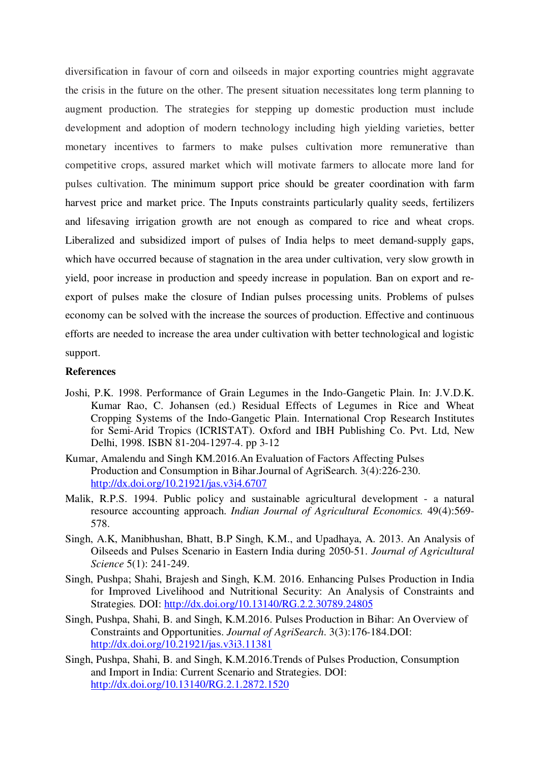diversification in favour of corn and oilseeds in major exporting countries might aggravate the crisis in the future on the other. The present situation necessitates long term planning to augment production. The strategies for stepping up domestic production must include development and adoption of modern technology including high yielding varieties, better monetary incentives to farmers to make pulses cultivation more remunerative than competitive crops, assured market which will motivate farmers to allocate more land for pulses cultivation. The minimum support price should be greater coordination with farm harvest price and market price. The Inputs constraints particularly quality seeds, fertilizers and lifesaving irrigation growth are not enough as compared to rice and wheat crops. Liberalized and subsidized import of pulses of India helps to meet demand-supply gaps, which have occurred because of stagnation in the area under cultivation, very slow growth in yield, poor increase in production and speedy increase in population. Ban on export and re-export of pulses make the closure of Indian pulses processing units. Problems of pulses economy can be solved with the increase the sources of production. Effective and continuous efforts are needed to increase the area under cultivation with better technological and logistic support.

**References**

Joshi, P.K. 1998. Performance of Grain Legumes in the Indo-Gangetic Plain. In: J.V.D.K. Kumar Rao, C. Johansen (ed.) Residual Effects of Legumes in Rice and Wheat Cropping Systems of the Indo-Gangetic Plain. International Crop Research Institutes for Semi-Arid Tropics (ICRISTAT). Oxford and IBH Publishing Co. Pvt. Ltd, New Delhi, 1998. ISBN 81-204-1297-4. pp 3-12

Kumar, Amalendu and Singh KM.2016.An Evaluation of Factors Affecting Pulses Production and Consumption in Bihar.Journal of AgriSearch. 3(4):226-230. http://dx.doi.org/10.21921/jas.v3i4.6707

Malik, R.P.S. 1994. Public policy and sustainable agricultural development - a natural resource accounting approach. *Indian Journal of Agricultural Economics.* 49(4):569-578.

Singh, A.K, Manibhushan, Bhatt, B.P Singh, K.M., and Upadhaya, A. 2013. An Analysis of Oilseeds and Pulses Scenario in Eastern India during 2050-51. *Journal of Agricultural Science* 5(1): 241-249.

Singh, Pushpa; Shahi, Brajesh and Singh, K.M. 2016. Enhancing Pulses Production in India for Improved Livelihood and Nutritional Security: An Analysis of Constraints and Strategies. DOI: http://dx.doi.org/10.13140/RG.2.2.30789.24805

Singh, Pushpa, Shahi, B. and Singh, K.M.2016. Pulses Production in Bihar: An Overview of Constraints and Opportunities. *Journal of AgriSearch*. 3(3):176-184.DOI: http://dx.doi.org/10.21921/jas.v3i3.11381

Singh, Pushpa, Shahi, B. and Singh, K.M.2016.Trends of Pulses Production, Consumption and Import in India: Current Scenario and Strategies. DOI: http://dx.doi.org/10.13140/RG.2.1.2872.1520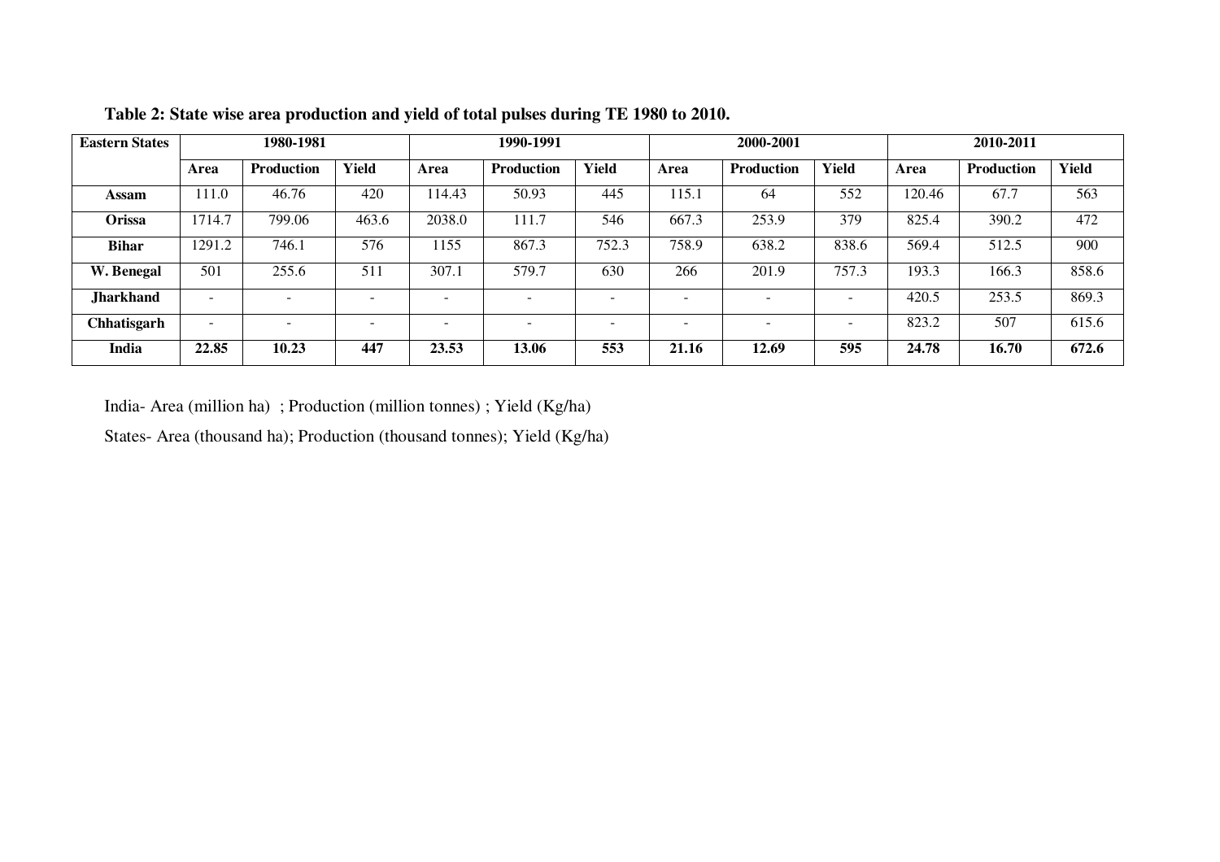**Table 2: State wise area production and yield of total pulses during TE 1980 to 2010.**

| Eastern States | 1980-1981 | | | 1990-1991 | | | 2000-2001 | | | 2010-2011 | | |
|---|---|---|---|---|---|---|---|---|---|---|---|---|
| | Area | Production | Yield | Area | Production | Yield | Area | Production | Yield | Area | Production | Yield |
| **Assam** | 111.0 | 46.76 | 420 | 114.43 | 50.93 | 445 | 115.1 | 64 | 552 | 120.46 | 67.7 | 563 |
| **Orissa** | 1714.7 | 799.06 | 463.6 | 2038.0 | 111.7 | 546 | 667.3 | 253.9 | 379 | 825.4 | 390.2 | 472 |
| **Bihar** | 1291.2 | 746.1 | 576 | 1155 | 867.3 | 752.3 | 758.9 | 638.2 | 838.6 | 569.4 | 512.5 | 900 |
| **W. Benegal** | 501 | 255.6 | 511 | 307.1 | 579.7 | 630 | 266 | 201.9 | 757.3 | 193.3 | 166.3 | 858.6 |
| **Jharkhand** | - | - | - | - | - | - | - | - | - | 420.5 | 253.5 | 869.3 |
| **Chhatisgarh** | - | - | - | - | - | - | - | - | - | 823.2 | 507 | 615.6 |
| **India** | **22.85** | **10.23** | **447** | **23.53** | **13.06** | **553** | **21.16** | **12.69** | **595** | **24.78** | **16.70** | **672.6** |

India- Area (million ha) ; Production (million tonnes) ; Yield (Kg/ha)

States- Area (thousand ha); Production (thousand tonnes); Yield (Kg/ha)